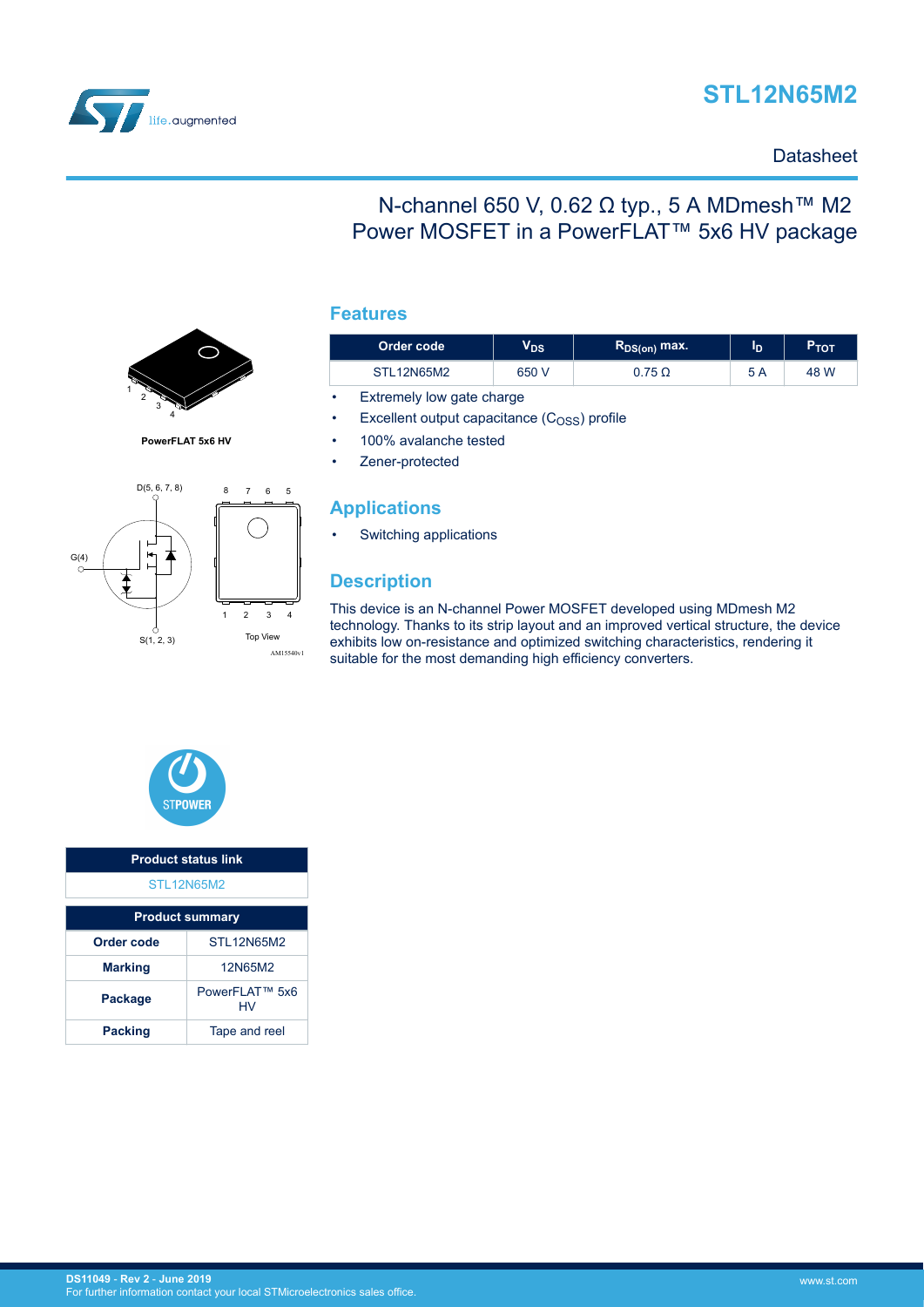# STL12N65M2

Datasheet

## N-channel 650 V, 0.62 Ω typ., 5 A MDmesh™ M2 Power MOSFET in a PowerFLAT™ 5x6 HV package

PowerFLAT 5x6 HV

## Features

| Order code | $V_{DS}$ | $R_{DS(on)}$ max. | $I_D$ | $P_{TOT}$ |
|---|---|---|---|---|
| STL12N65M2 | 650 V | 0.75 Ω | 5 A | 48 W |

- Extremely low gate charge
- Excellent output capacitance ($C_{OSS}$) profile
- 100% avalanche tested
- Zener-protected

## Applications

- Switching applications

## Description

This device is an N-channel Power MOSFET developed using MDmesh M2 technology. Thanks to its strip layout and an improved vertical structure, the device exhibits low on-resistance and optimized switching characteristics, rendering it suitable for the most demanding high efficiency converters.

| Product status link |
|---|
| STL12N65M2 |

| Product summary | |
|---|---|
| Order code | STL12N65M2 |
| Marking | 12N65M2 |
| Package | PowerFLAT™ 5x6 HV |
| Packing | Tape and reel |

DS11049 - Rev 2 - June 2019
For further information contact your local STMicroelectronics sales office.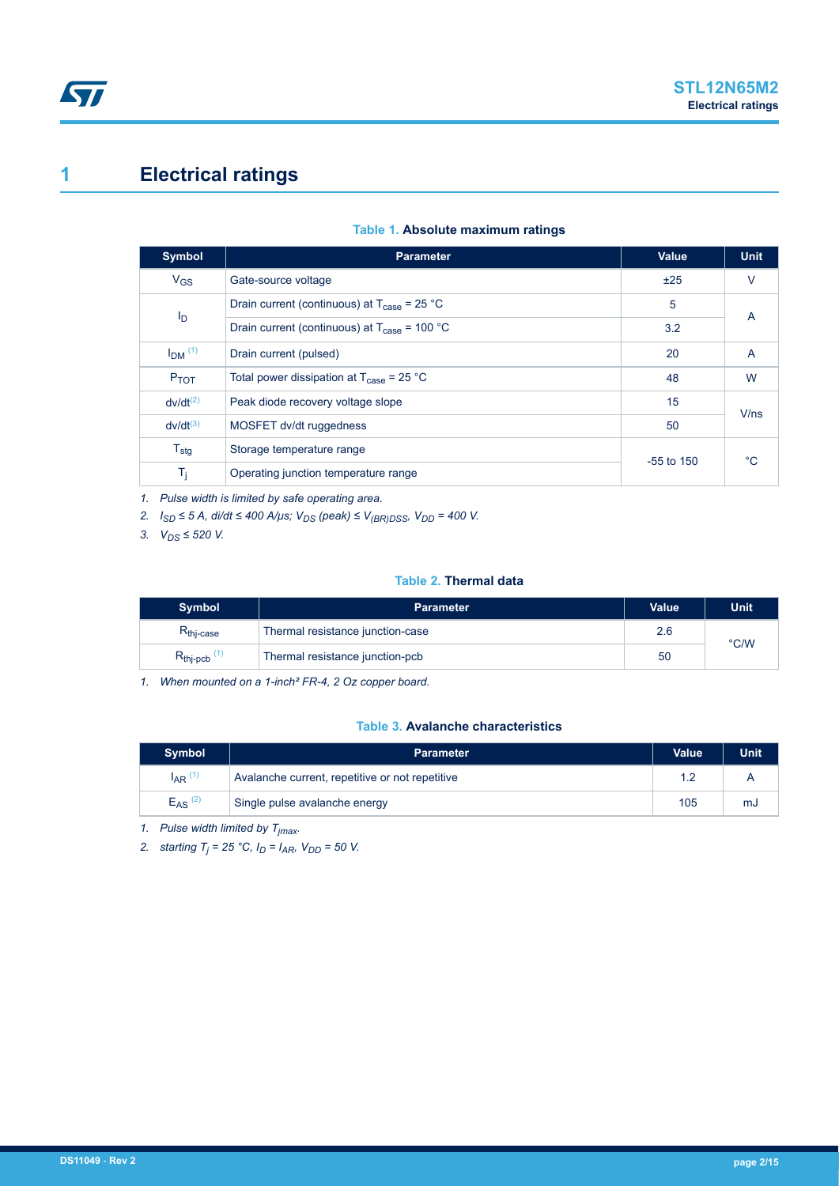# 1 Electrical ratings

**Table 1. Absolute maximum ratings**

| Symbol | Parameter | Value | Unit |
|---|---|---|---|
| $V_{GS}$ | Gate-source voltage | ±25 | V |
| $I_D$ | Drain current (continuous) at $T_{case}$ = 25 °C | 5 | A |
| | Drain current (continuous) at $T_{case}$ = 100 °C | 3.2 | |
| $I_{DM}$ (1) | Drain current (pulsed) | 20 | A |
| $P_{TOT}$ | Total power dissipation at $T_{case}$ = 25 °C | 48 | W |
| dv/dt(2) | Peak diode recovery voltage slope | 15 | V/ns |
| dv/dt(3) | MOSFET dv/dt ruggedness | 50 | |
| $T_{stg}$ | Storage temperature range | -55 to 150 | °C |
| $T_j$ | Operating junction temperature range | | |

1. *Pulse width is limited by safe operating area.*
2. *$I_{SD}$ ≤ 5 A, di/dt ≤ 400 A/µs; $V_{DS}$ (peak) ≤ $V_{(BR)DSS}$, $V_{DD}$ = 400 V.*
3. *$V_{DS}$ ≤ 520 V.*

**Table 2. Thermal data**

| Symbol | Parameter | Value | Unit |
|---|---|---|---|
| $R_{thj-case}$ | Thermal resistance junction-case | 2.6 | °C/W |
| $R_{thj-pcb}$ (1) | Thermal resistance junction-pcb | 50 | |

1. *When mounted on a 1-inch² FR-4, 2 Oz copper board.*

**Table 3. Avalanche characteristics**

| Symbol | Parameter | Value | Unit |
|---|---|---|---|
| $I_{AR}$ (1) | Avalanche current, repetitive or not repetitive | 1.2 | A |
| $E_{AS}$ (2) | Single pulse avalanche energy | 105 | mJ |

1. *Pulse width limited by $T_{jmax}$.*
2. *starting $T_j$ = 25 °C, $I_D$ = $I_{AR}$, $V_{DD}$ = 50 V.*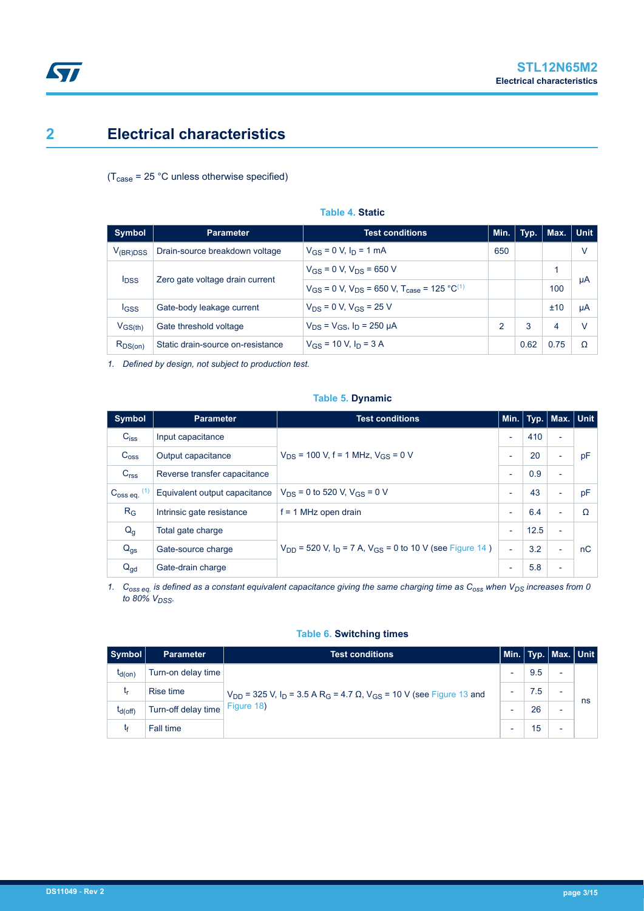# 2 Electrical characteristics

($T_{case}$ = 25 °C unless otherwise specified)

**Table 4. Static**

| Symbol | Parameter | Test conditions | Min. | Typ. | Max. | Unit |
|---|---|---|---|---|---|---|
| $V_{(BR)DSS}$ | Drain-source breakdown voltage | $V_{GS}$ = 0 V, $I_D$ = 1 mA | 650 | | | V |
| $I_{DSS}$ | Zero gate voltage drain current | $V_{GS}$ = 0 V, $V_{DS}$ = 650 V | | | 1 | µA |
| | | $V_{GS}$ = 0 V, $V_{DS}$ = 650 V, $T_{case}$ = 125 °C[(1)] | | | 100 | |
| $I_{GSS}$ | Gate-body leakage current | $V_{DS}$ = 0 V, $V_{GS}$ = 25 V | | | ±10 | µA |
| $V_{GS(th)}$ | Gate threshold voltage | $V_{DS}$ = $V_{GS}$, $I_D$ = 250 µA | 2 | 3 | 4 | V |
| $R_{DS(on)}$ | Static drain-source on-resistance | $V_{GS}$ = 10 V, $I_D$ = 3 A | | 0.62 | 0.75 | Ω |

*1. Defined by design, not subject to production test.*

**Table 5. Dynamic**

| Symbol | Parameter | Test conditions | Min. | Typ. | Max. | Unit |
|---|---|---|---|---|---|---|
| $C_{iss}$ | Input capacitance | $V_{DS}$ = 100 V, f = 1 MHz, $V_{GS}$ = 0 V | - | 410 | - | pF |
| $C_{oss}$ | Output capacitance | | - | 20 | - | |
| $C_{rss}$ | Reverse transfer capacitance | | - | 0.9 | - | |
| $C_{oss\ eq.}$ [(1)] | Equivalent output capacitance | $V_{DS}$ = 0 to 520 V, $V_{GS}$ = 0 V | - | 43 | - | pF |
| $R_G$ | Intrinsic gate resistance | f = 1 MHz open drain | - | 6.4 | - | Ω |
| $Q_g$ | Total gate charge | $V_{DD}$ = 520 V, $I_D$ = 7 A, $V_{GS}$ = 0 to 10 V (see Figure 14 ) | - | 12.5 | - | nC |
| $Q_{gs}$ | Gate-source charge | | - | 3.2 | - | |
| $Q_{gd}$ | Gate-drain charge | | - | 5.8 | - | |

*1. $C_{oss\ eq.}$ is defined as a constant equivalent capacitance giving the same charging time as $C_{oss}$ when $V_{DS}$ increases from 0 to 80% $V_{DSS}$.*

**Table 6. Switching times**

| Symbol | Parameter | Test conditions | Min. | Typ. | Max. | Unit |
|---|---|---|---|---|---|---|
| $t_{d(on)}$ | Turn-on delay time | $V_{DD}$ = 325 V, $I_D$ = 3.5 A $R_G$ = 4.7 Ω, $V_{GS}$ = 10 V (see Figure 13 and Figure 18) | - | 9.5 | - | ns |
| $t_r$ | Rise time | | - | 7.5 | - | |
| $t_{d(off)}$ | Turn-off delay time | | - | 26 | - | |
| $t_f$ | Fall time | | - | 15 | - | |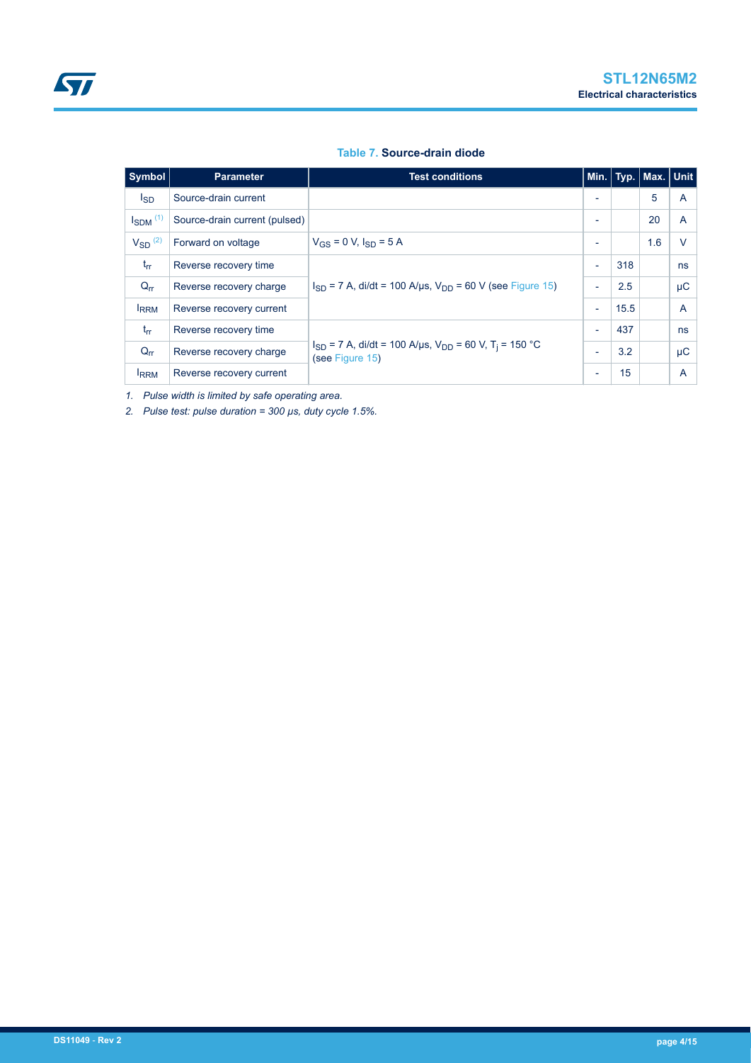**Table 7. Source-drain diode**

| Symbol | Parameter | Test conditions | Min. | Typ. | Max. | Unit |
|---|---|---|---|---|---|---|
| $I_{SD}$ | Source-drain current | | - | | 5 | A |
| $I_{SDM}$ (1) | Source-drain current (pulsed) | | - | | 20 | A |
| $V_{SD}$ (2) | Forward on voltage | $V_{GS}$ = 0 V, $I_{SD}$ = 5 A | - | | 1.6 | V |
| $t_{rr}$ | Reverse recovery time | $I_{SD}$ = 7 A, di/dt = 100 A/μs, $V_{DD}$ = 60 V (see Figure 15) | - | 318 | | ns |
| $Q_{rr}$ | Reverse recovery charge | | - | 2.5 | | μC |
| $I_{RRM}$ | Reverse recovery current | | - | 15.5 | | A |
| $t_{rr}$ | Reverse recovery time | $I_{SD}$ = 7 A, di/dt = 100 A/μs, $V_{DD}$ = 60 V, $T_j$ = 150 °C (see Figure 15) | - | 437 | | ns |
| $Q_{rr}$ | Reverse recovery charge | | - | 3.2 | | μC |
| $I_{RRM}$ | Reverse recovery current | | - | 15 | | A |

1. *Pulse width is limited by safe operating area.*
2. *Pulse test: pulse duration = 300 μs, duty cycle 1.5%.*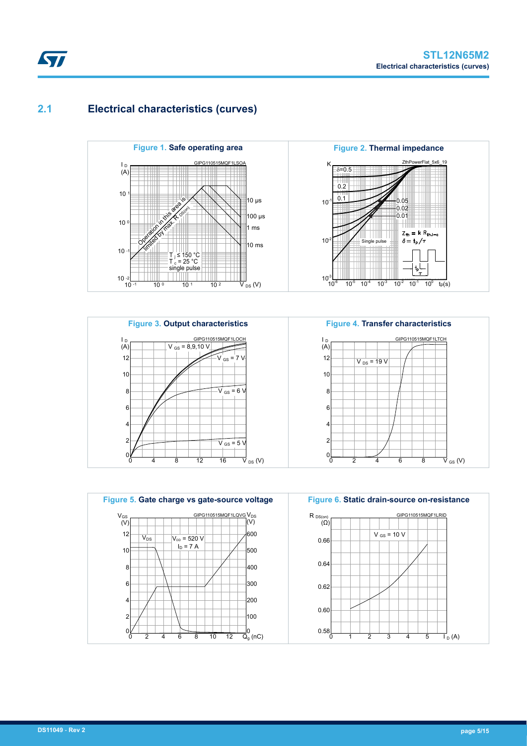## 2.1 Electrical characteristics (curves)

**Figure 1. Safe operating area**

**Figure 2. Thermal impedance**

**Figure 3. Output characteristics**

**Figure 4. Transfer characteristics**

**Figure 5. Gate charge vs gate-source voltage**

**Figure 6. Static drain-source on-resistance**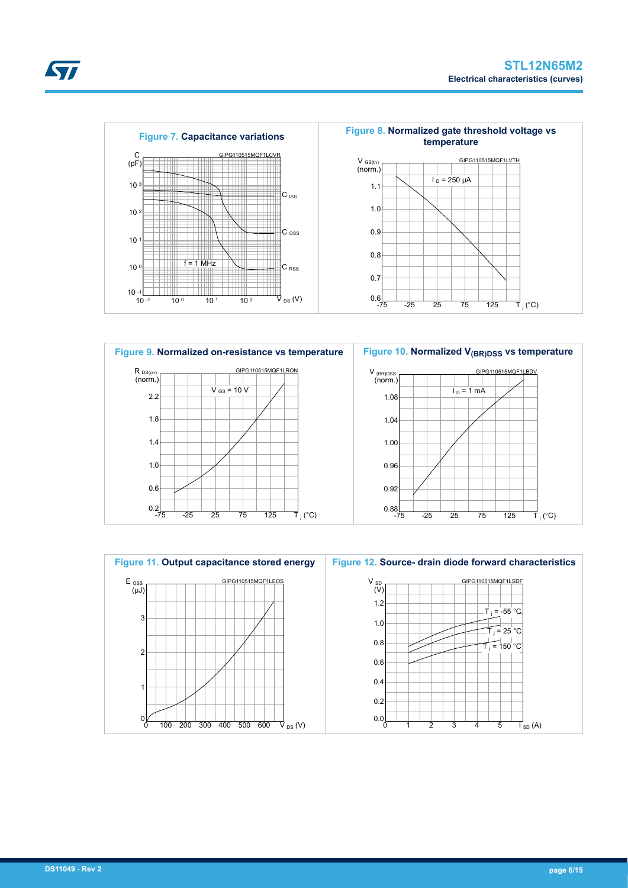**Figure 7.** Capacitance variations

**Figure 8.** Normalized gate threshold voltage vs temperature

**Figure 9.** Normalized on-resistance vs temperature

**Figure 10.** Normalized $V_{(BR)DSS}$ vs temperature

**Figure 11.** Output capacitance stored energy

**Figure 12.** Source- drain diode forward characteristics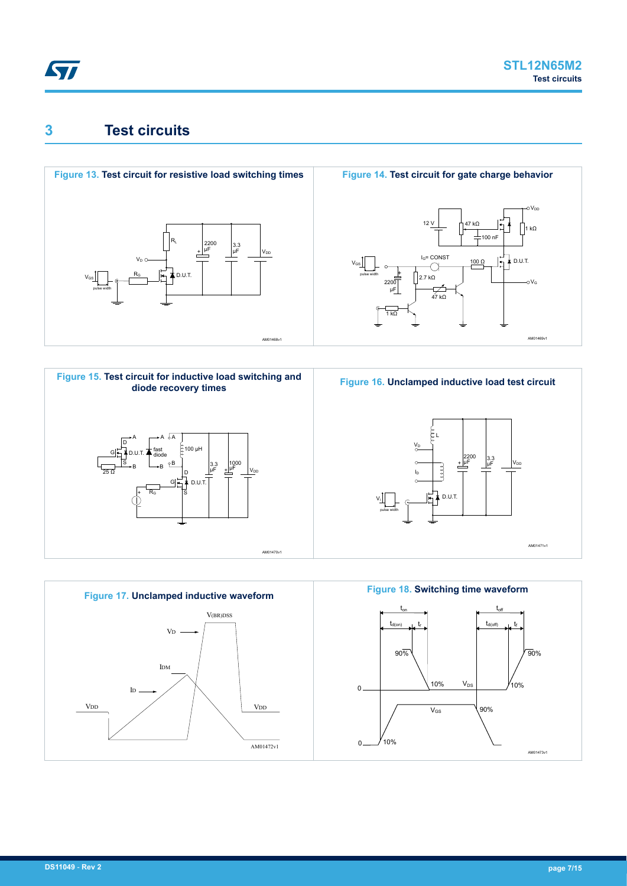# 3 Test circuits

**Figure 13. Test circuit for resistive load switching times**

**Figure 14. Test circuit for gate charge behavior**

**Figure 15. Test circuit for inductive load switching and diode recovery times**

**Figure 16. Unclamped inductive load test circuit**

**Figure 17. Unclamped inductive waveform**

**Figure 18. Switching time waveform**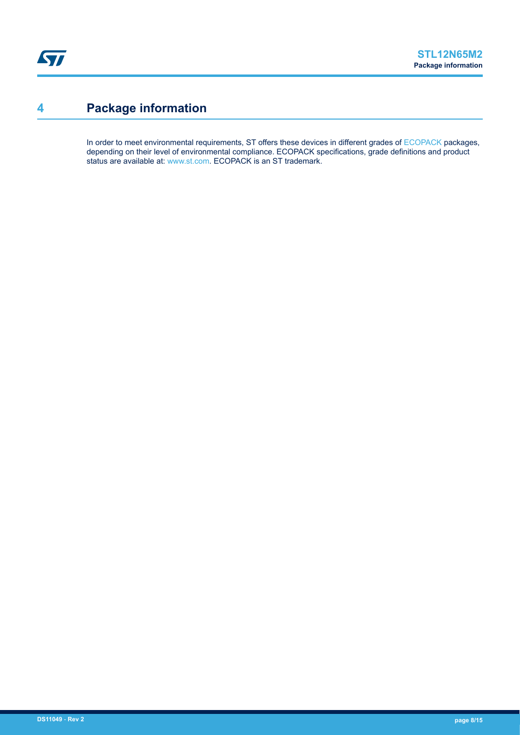# 4 Package information

In order to meet environmental requirements, ST offers these devices in different grades of ECOPACK packages, depending on their level of environmental compliance. ECOPACK specifications, grade definitions and product status are available at: www.st.com. ECOPACK is an ST trademark.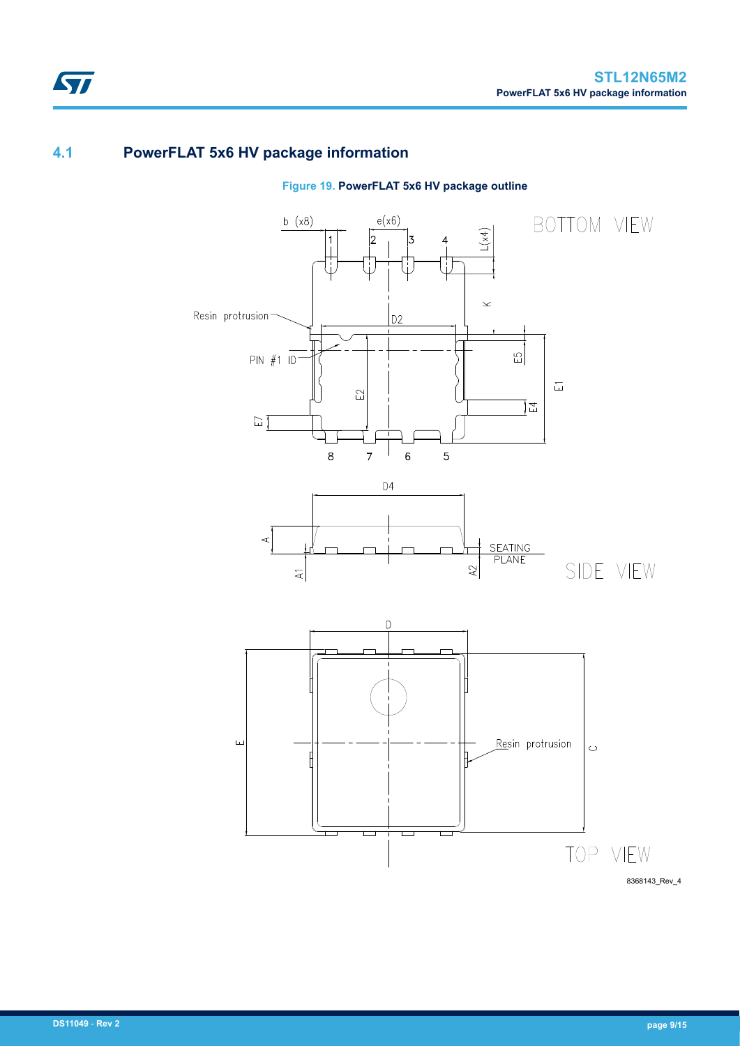## 4.1 PowerFLAT 5x6 HV package information

**Figure 19. PowerFLAT 5x6 HV package outline**

8368143_Rev_4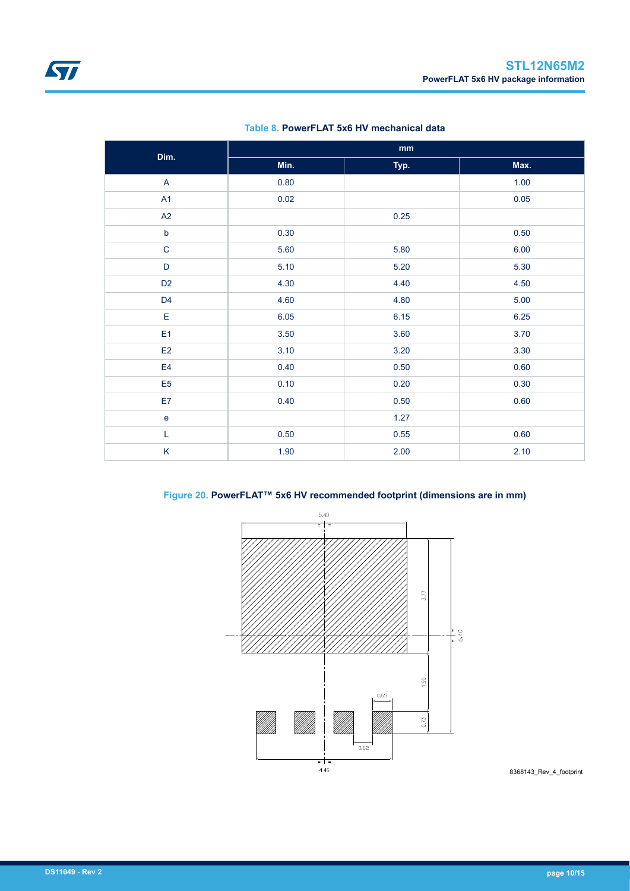**Table 8. PowerFLAT 5x6 HV mechanical data**

| Dim. | mm | | |
|---|---|---|---|
| | Min. | Typ. | Max. |
| A | 0.80 | | 1.00 |
| A1 | 0.02 | | 0.05 |
| A2 | | 0.25 | |
| b | 0.30 | | 0.50 |
| C | 5.60 | 5.80 | 6.00 |
| D | 5.10 | 5.20 | 5.30 |
| D2 | 4.30 | 4.40 | 4.50 |
| D4 | 4.60 | 4.80 | 5.00 |
| E | 6.05 | 6.15 | 6.25 |
| E1 | 3.50 | 3.60 | 3.70 |
| E2 | 3.10 | 3.20 | 3.30 |
| E4 | 0.40 | 0.50 | 0.60 |
| E5 | 0.10 | 0.20 | 0.30 |
| E7 | 0.40 | 0.50 | 0.60 |
| e | | 1.27 | |
| L | 0.50 | 0.55 | 0.60 |
| K | 1.90 | 2.00 | 2.10 |

**Figure 20. PowerFLAT™ 5x6 HV recommended footprint (dimensions are in mm)**

8368143_Rev_4_footprint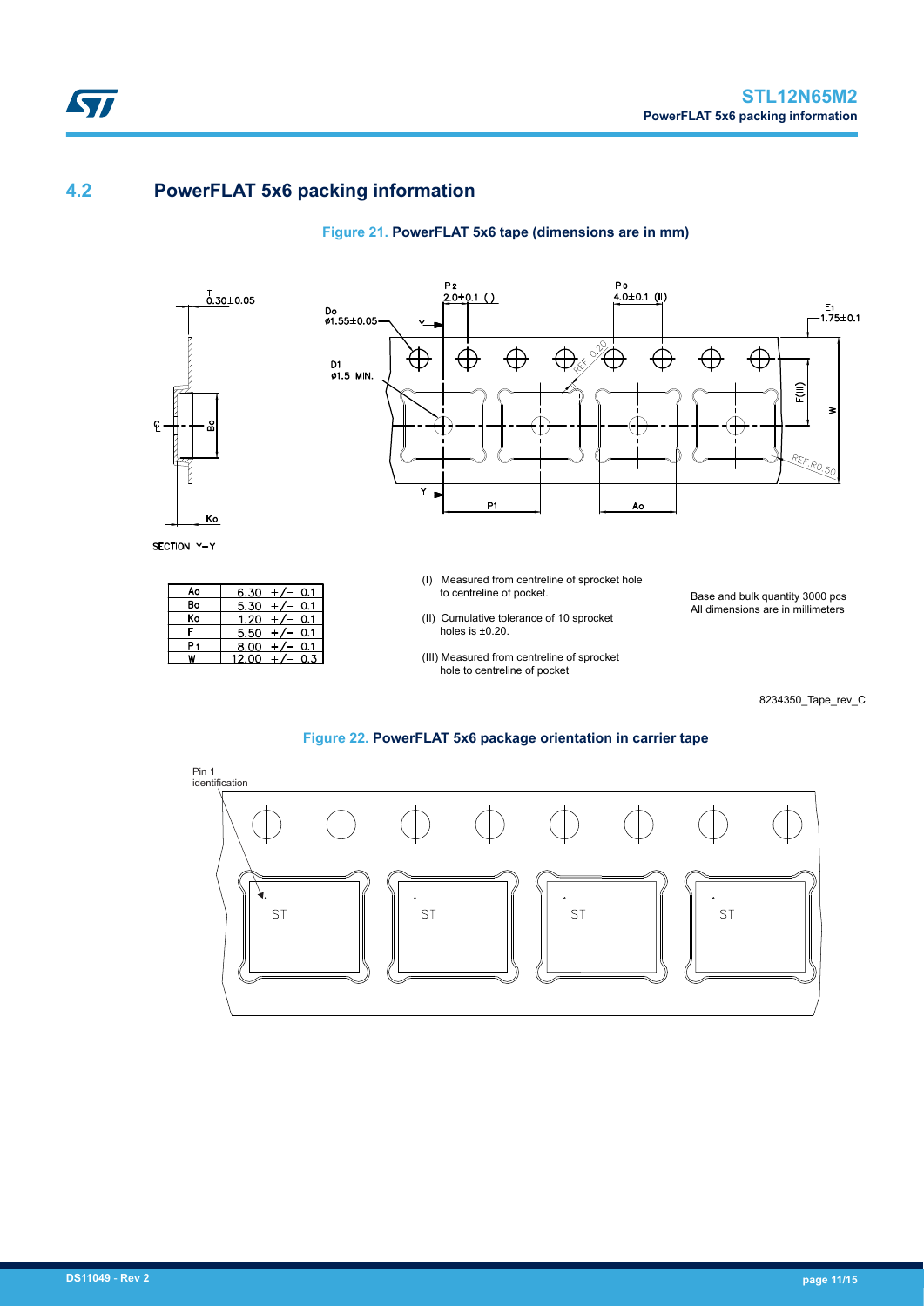## 4.2 PowerFLAT 5x6 packing information

**Figure 21. PowerFLAT 5x6 tape (dimensions are in mm)**

| Ao | 6.30 +/− 0.1 |
|---|---|
| Bo | 5.30 +/− 0.1 |
| Ko | 1.20 +/− 0.1 |
| F | 5.50 +/− 0.1 |
| P1 | 8.00 +/− 0.1 |
| W | 12.00 +/− 0.3 |

(I) Measured from centreline of sprocket hole to centreline of pocket.

(II) Cumulative tolerance of 10 sprocket holes is ±0.20.

(III) Measured from centreline of sprocket hole to centreline of pocket

Base and bulk quantity 3000 pcs
All dimensions are in millimeters

8234350_Tape_rev_C

**Figure 22. PowerFLAT 5x6 package orientation in carrier tape**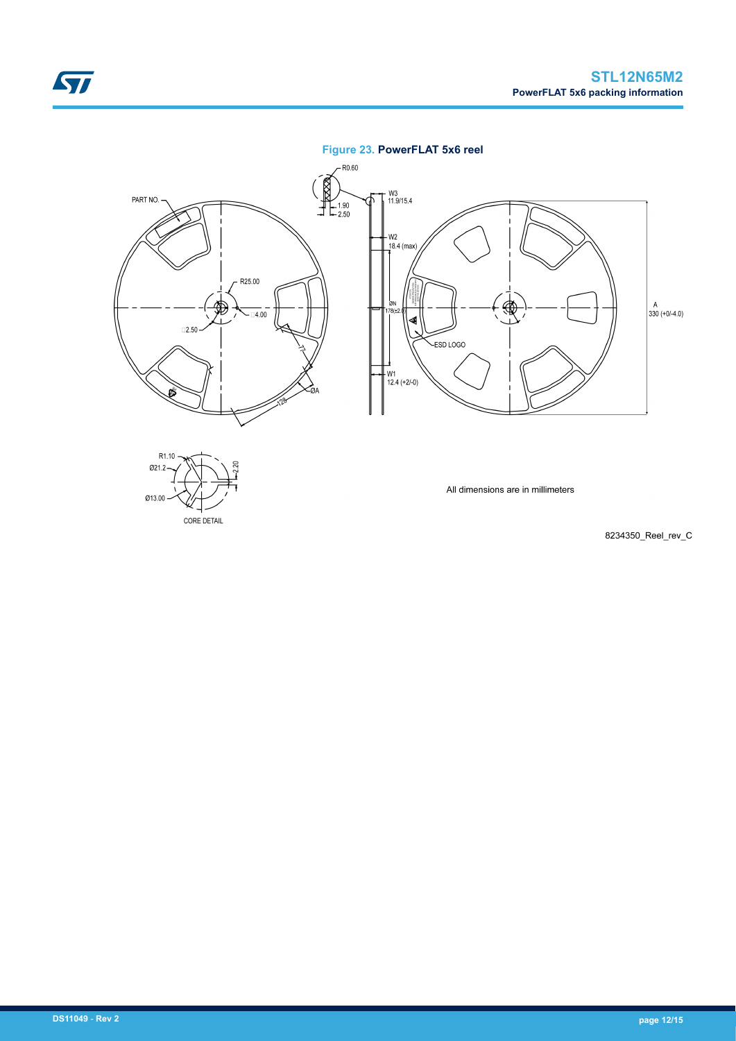**Figure 23. PowerFLAT 5x6 reel**

All dimensions are in millimeters

8234350_Reel_rev_C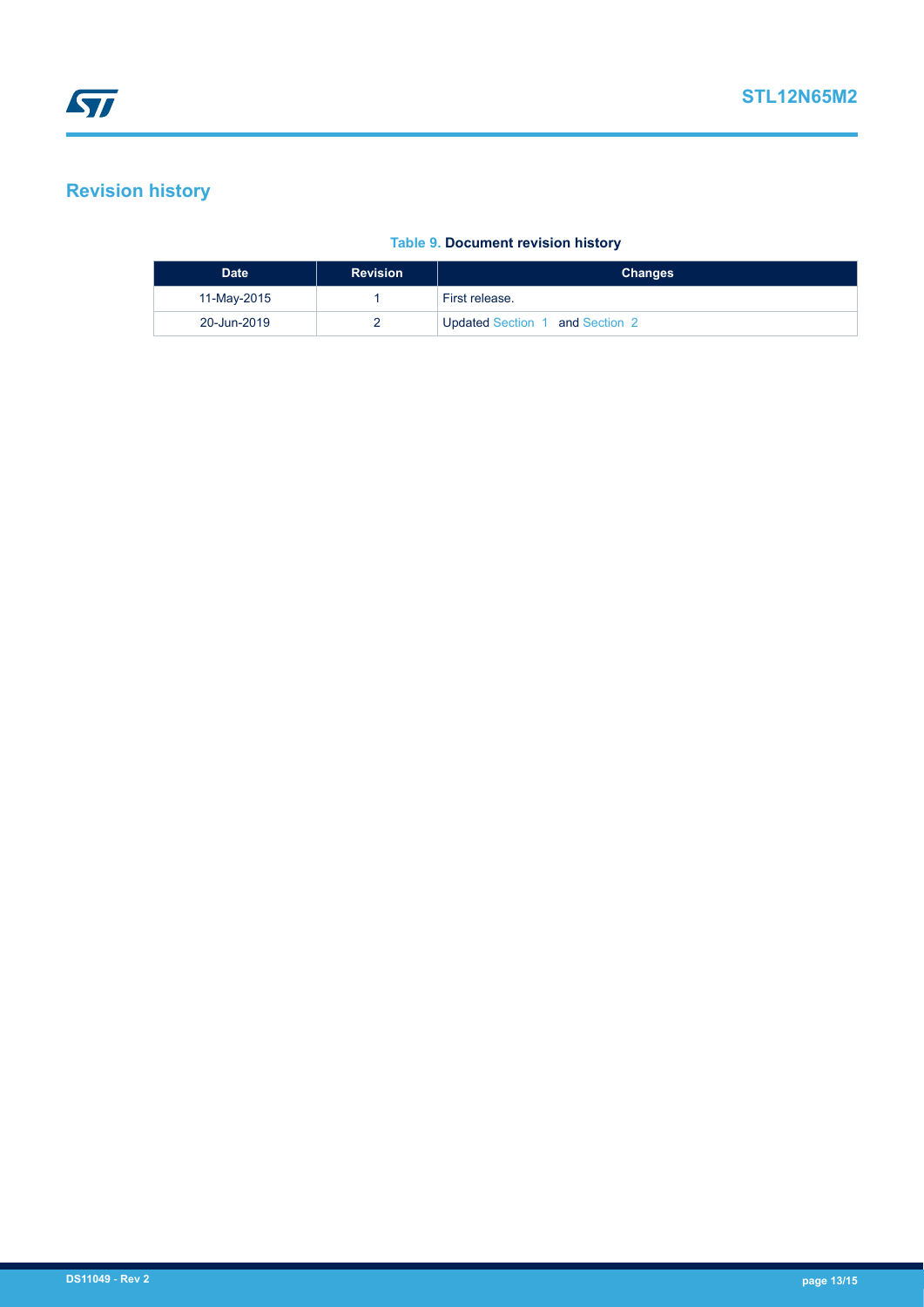# Revision history

**Table 9. Document revision history**

| Date | Revision | Changes |
| --- | --- | --- |
| 11-May-2015 | 1 | First release. |
| 20-Jun-2019 | 2 | Updated Section 1 and Section 2 |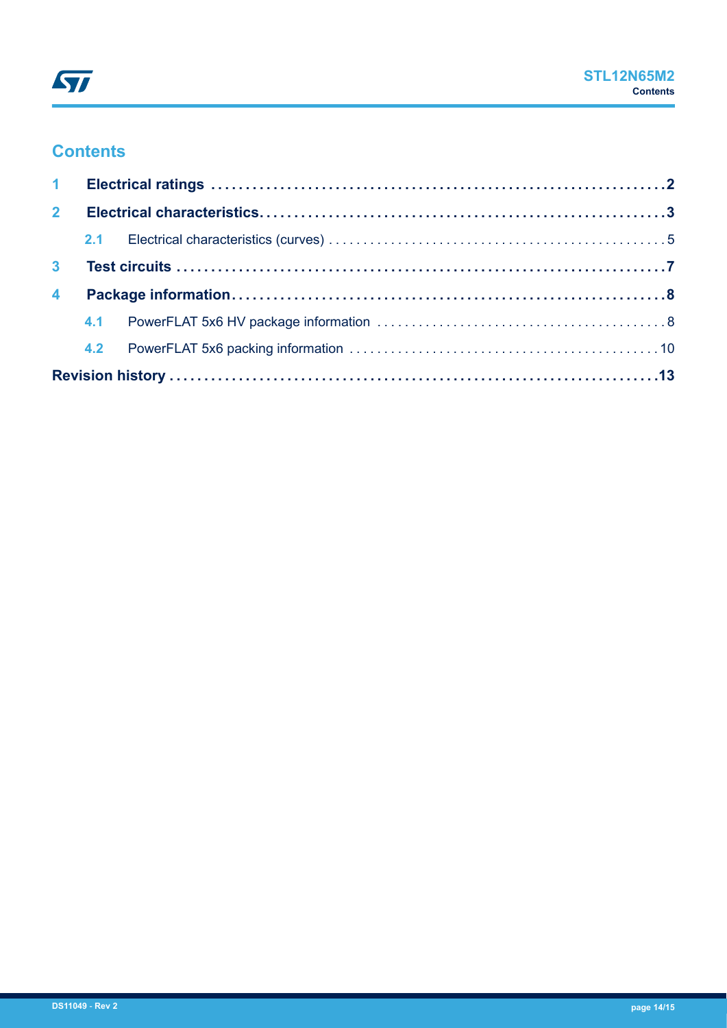# Contents

1 Electrical ratings ....................................................................2

2 Electrical characteristics..........................................................3

  2.1 Electrical characteristics (curves) ...........................................5

3 Test circuits ...........................................................................7

4 Package information.................................................................8

  4.1 PowerFLAT 5x6 HV package information ..................................8

  4.2 PowerFLAT 5x6 packing information ......................................10

Revision history ........................................................................13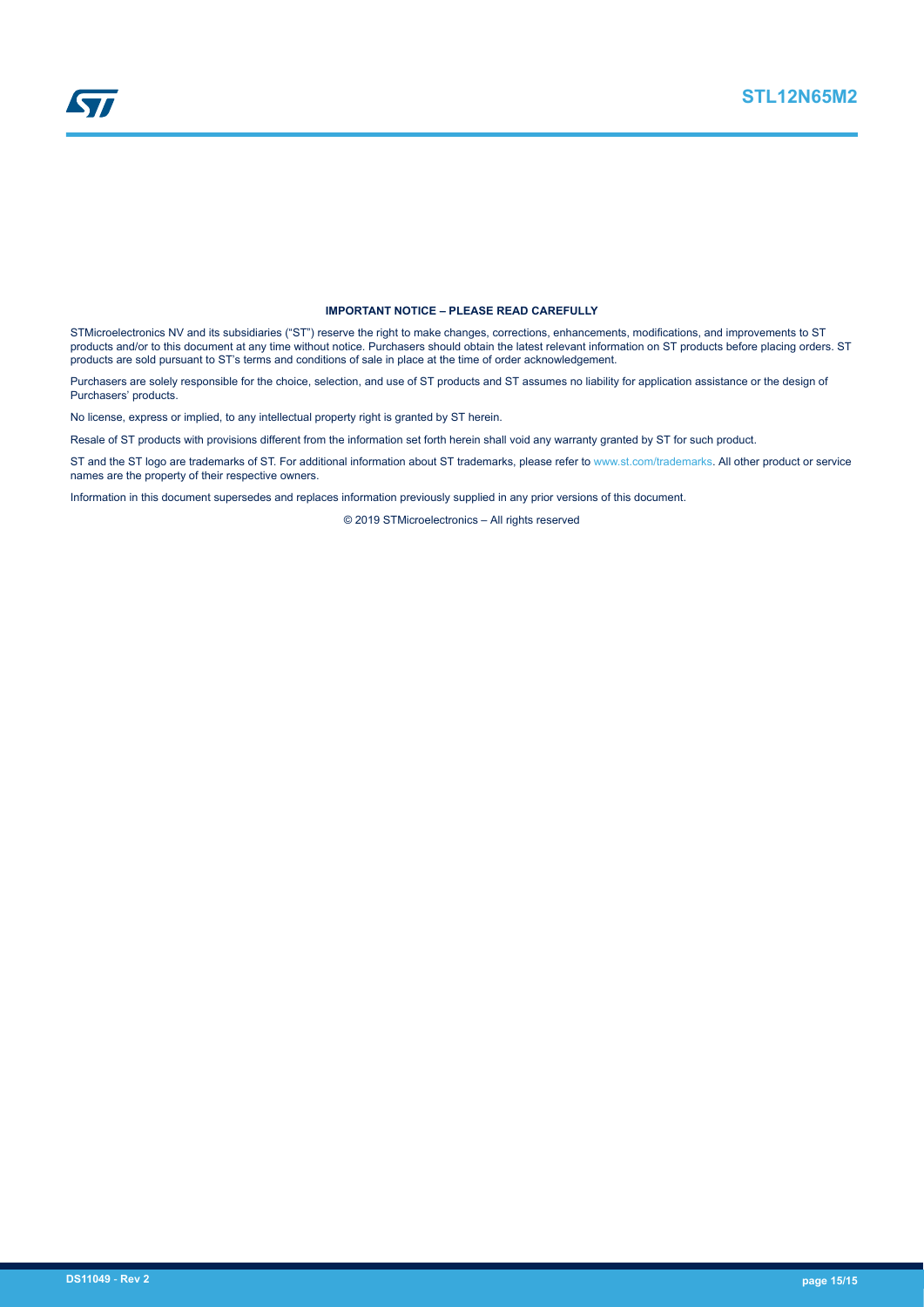**IMPORTANT NOTICE – PLEASE READ CAREFULLY**

STMicroelectronics NV and its subsidiaries ("ST") reserve the right to make changes, corrections, enhancements, modifications, and improvements to ST products and/or to this document at any time without notice. Purchasers should obtain the latest relevant information on ST products before placing orders. ST products are sold pursuant to ST's terms and conditions of sale in place at the time of order acknowledgement.

Purchasers are solely responsible for the choice, selection, and use of ST products and ST assumes no liability for application assistance or the design of Purchasers' products.

No license, express or implied, to any intellectual property right is granted by ST herein.

Resale of ST products with provisions different from the information set forth herein shall void any warranty granted by ST for such product.

ST and the ST logo are trademarks of ST. For additional information about ST trademarks, please refer to www.st.com/trademarks. All other product or service names are the property of their respective owners.

Information in this document supersedes and replaces information previously supplied in any prior versions of this document.

© 2019 STMicroelectronics – All rights reserved